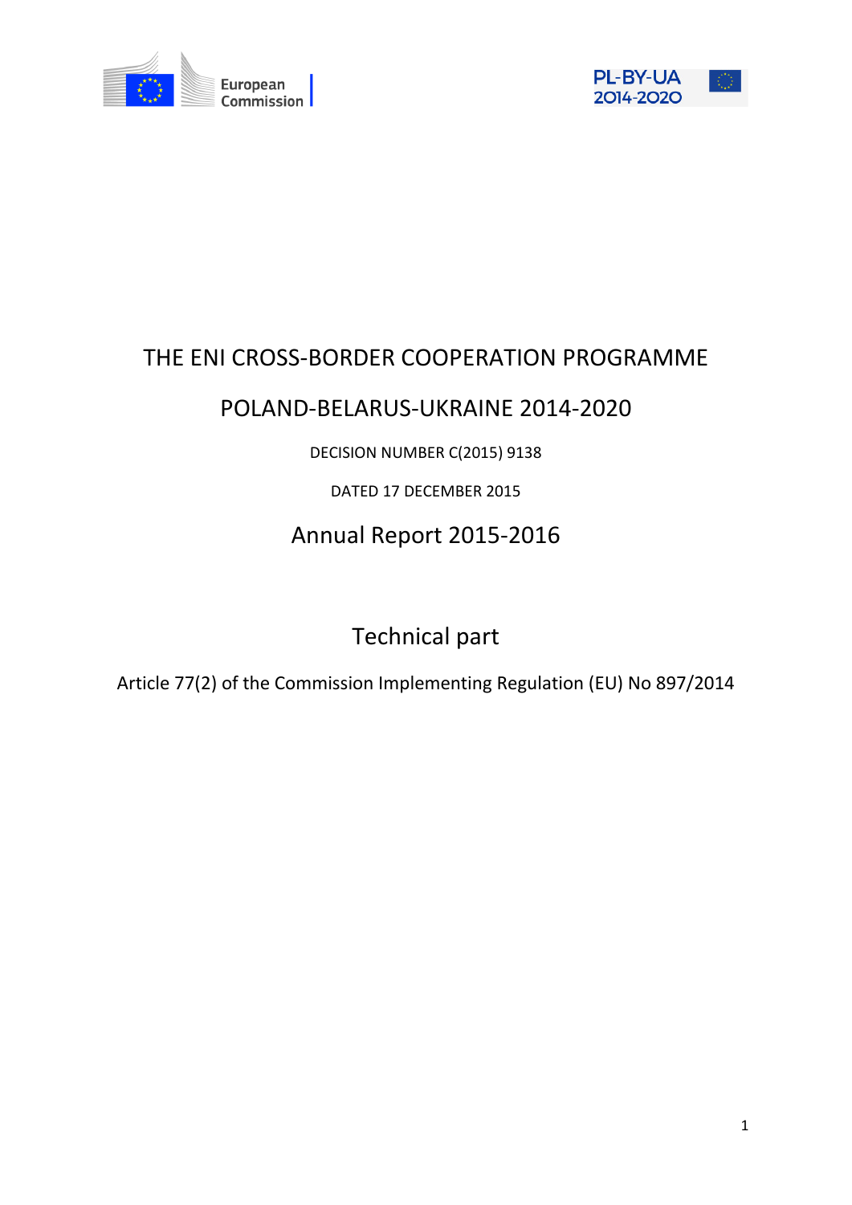# THE ENI CROSS-BORDER COOPERATION PROGRAMME

# POLAND-BELARUS-UKRAINE 2014-2020

DECISION NUMBER C(2015) 9138

DATED 17 DECEMBER 2015

## Annual Report 2015-2016

## Technical part

Article 77(2) of the Commission Implementing Regulation (EU) No 897/2014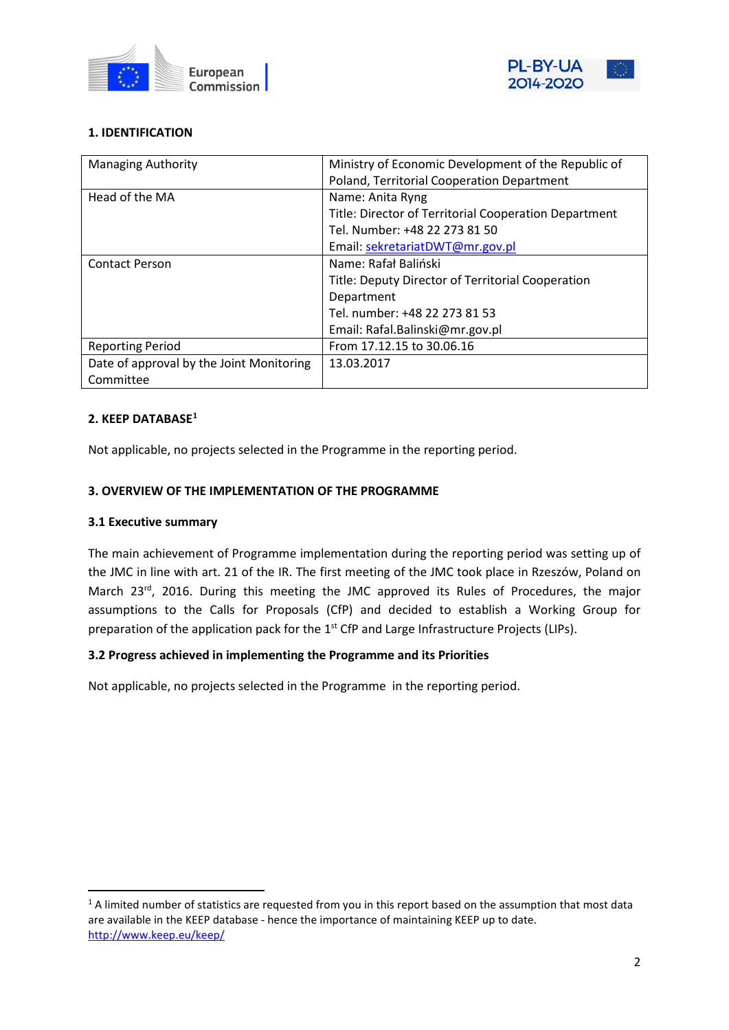## 1. IDENTIFICATION

| | |
|---|---|
| Managing Authority | Ministry of Economic Development of the Republic of Poland, Territorial Cooperation Department |
| Head of the MA | Name: Anita Ryng<br>Title: Director of Territorial Cooperation Department<br>Tel. Number: +48 22 273 81 50<br>Email: sekretariatDWT@mr.gov.pl |
| Contact Person | Name: Rafał Baliński<br>Title: Deputy Director of Territorial Cooperation Department<br>Tel. number: +48 22 273 81 53<br>Email: Rafal.Balinski@mr.gov.pl |
| Reporting Period | From 17.12.15 to 30.06.16 |
| Date of approval by the Joint Monitoring Committee | 13.03.2017 |

## 2. KEEP DATABASE[1]

Not applicable, no projects selected in the Programme in the reporting period.

## 3. OVERVIEW OF THE IMPLEMENTATION OF THE PROGRAMME

### 3.1 Executive summary

The main achievement of Programme implementation during the reporting period was setting up of the JMC in line with art. 21 of the IR. The first meeting of the JMC took place in Rzeszów, Poland on March 23rd, 2016. During this meeting the JMC approved its Rules of Procedures, the major assumptions to the Calls for Proposals (CfP) and decided to establish a Working Group for preparation of the application pack for the 1st CfP and Large Infrastructure Projects (LIPs).

### 3.2 Progress achieved in implementing the Programme and its Priorities

Not applicable, no projects selected in the Programme in the reporting period.

---

[1] A limited number of statistics are requested from you in this report based on the assumption that most data are available in the KEEP database - hence the importance of maintaining KEEP up to date. http://www.keep.eu/keep/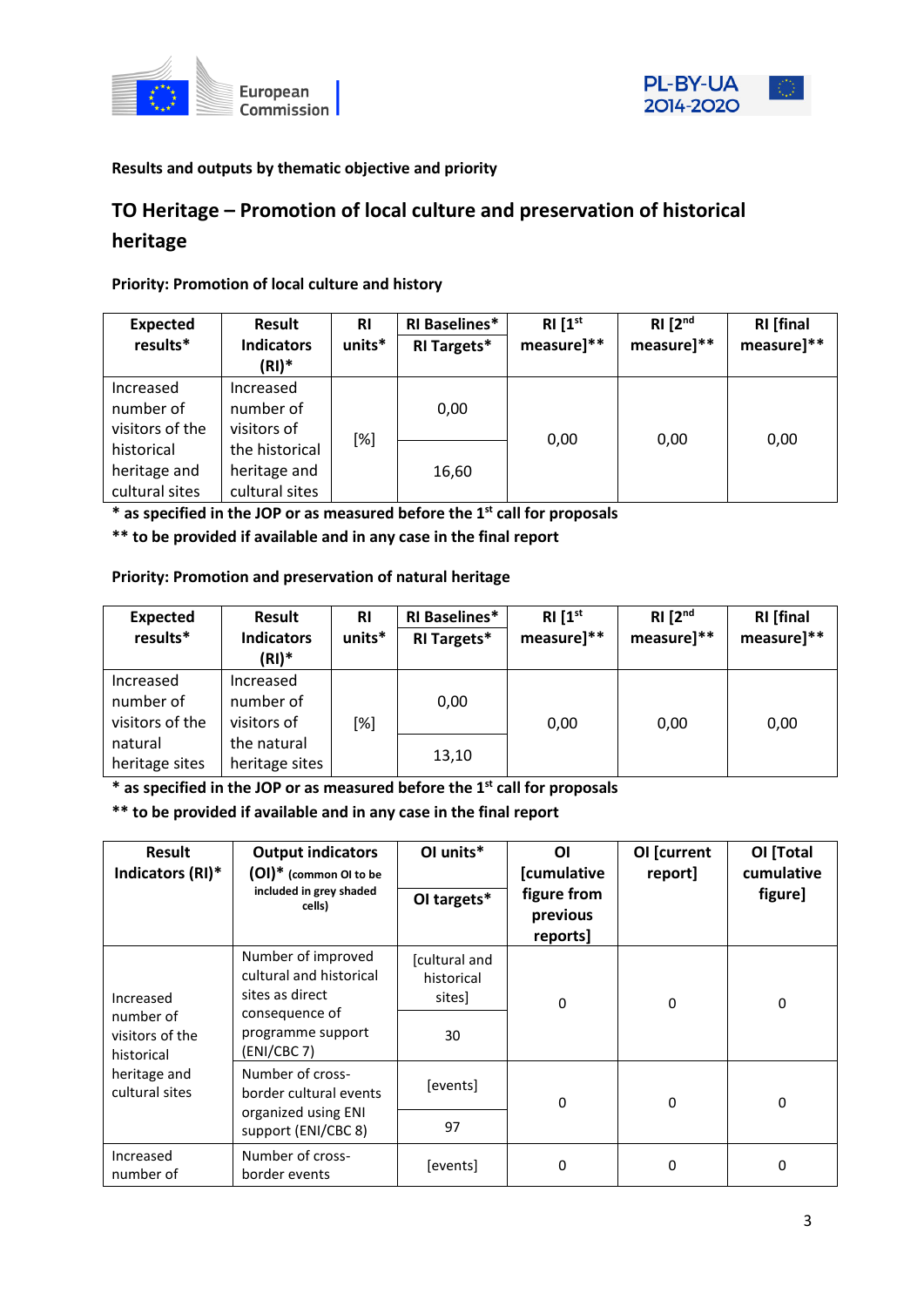**Results and outputs by thematic objective and priority**

## TO Heritage – Promotion of local culture and preservation of historical heritage

**Priority: Promotion of local culture and history**

| Expected results* | Result Indicators (RI)* | RI units* | RI Baselines* / RI Targets* | RI [1st measure]** | RI [2nd measure]** | RI [final measure]** |
|---|---|---|---|---|---|---|
| Increased number of visitors of the historical heritage and cultural sites | Increased number of visitors of the historical heritage and cultural sites | [%] | 0,00 | 0,00 | 0,00 | 0,00 |
| | | | 16,60 | | | |

**\* as specified in the JOP or as measured before the 1st call for proposals**

**\*\* to be provided if available and in any case in the final report**

**Priority: Promotion and preservation of natural heritage**

| Expected results* | Result Indicators (RI)* | RI units* | RI Baselines* / RI Targets* | RI [1st measure]** | RI [2nd measure]** | RI [final measure]** |
|---|---|---|---|---|---|---|
| Increased number of visitors of the natural heritage sites | Increased number of visitors of the natural heritage sites | [%] | 0,00 | 0,00 | 0,00 | 0,00 |
| | | | 13,10 | | | |

**\* as specified in the JOP or as measured before the 1st call for proposals**

**\*\* to be provided if available and in any case in the final report**

| Result Indicators (RI)* | Output indicators (OI)* (common OI to be included in grey shaded cells) | OI units* / OI targets* | OI [cumulative figure from previous reports] | OI [current report] | OI [Total cumulative figure] |
|---|---|---|---|---|---|
| Increased number of visitors of the historical heritage and cultural sites | Number of improved cultural and historical sites as direct consequence of programme support (ENI/CBC 7) | [cultural and historical sites] | 0 | 0 | 0 |
| | | 30 | | | |
| | Number of cross-border cultural events organized using ENI support (ENI/CBC 8) | [events] | 0 | 0 | 0 |
| | | 97 | | | |
| Increased number of | Number of cross-border events | [events] | 0 | 0 | 0 |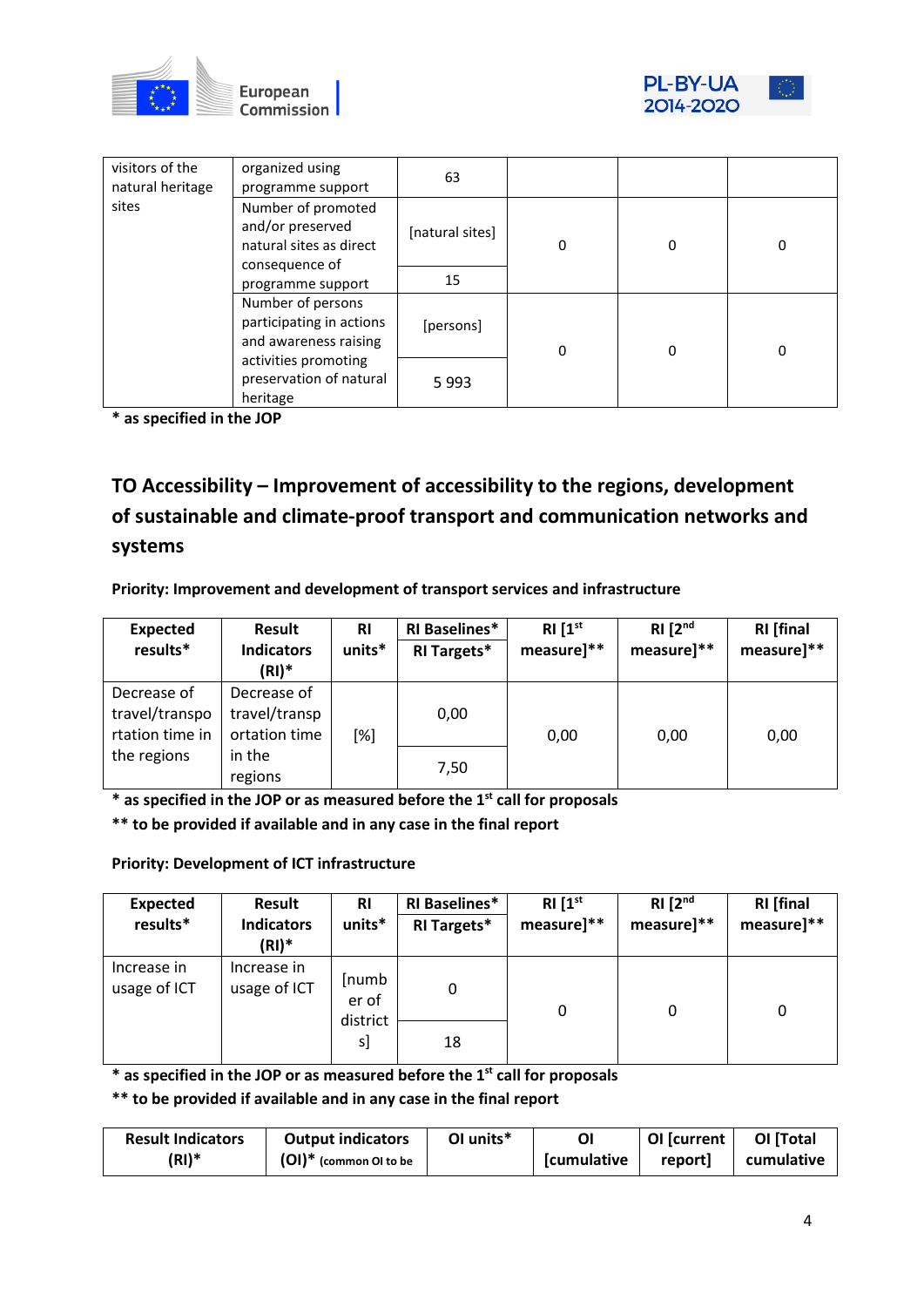| visitors of the natural heritage sites | organized using programme support | 63 | | | |
|---|---|---|---|---|---|
| | Number of promoted and/or preserved natural sites as direct consequence of programme support | [natural sites] | 0 | 0 | 0 |
| | | 15 | | | |
| | Number of persons participating in actions and awareness raising activities promoting preservation of natural heritage | [persons] | 0 | 0 | 0 |
| | | 5 993 | | | |

**\* as specified in the JOP**

## TO Accessibility – Improvement of accessibility to the regions, development of sustainable and climate-proof transport and communication networks and systems

**Priority: Improvement and development of transport services and infrastructure**

| Expected results* | Result Indicators (RI)* | RI units* | RI Baselines* / RI Targets* | RI [1st measure]** | RI [2nd measure]** | RI [final measure]** |
|---|---|---|---|---|---|---|
| Decrease of travel/transportation time in the regions | Decrease of travel/transportation time in the regions | [%] | 0,00 | 0,00 | 0,00 | 0,00 |
| | | | 7,50 | | | |

**\* as specified in the JOP or as measured before the 1st call for proposals**

**\*\* to be provided if available and in any case in the final report**

**Priority: Development of ICT infrastructure**

| Expected results* | Result Indicators (RI)* | RI units* | RI Baselines* / RI Targets* | RI [1st measure]** | RI [2nd measure]** | RI [final measure]** |
|---|---|---|---|---|---|---|
| Increase in usage of ICT | Increase in usage of ICT | [number of districts] | 0 | 0 | 0 | 0 |
| | | | 18 | | | |

**\* as specified in the JOP or as measured before the 1st call for proposals**

**\*\* to be provided if available and in any case in the final report**

| Result Indicators (RI)* | Output indicators (OI)* (common OI to be | OI units* | OI [cumulative | OI [current report] | OI [Total cumulative |
|---|---|---|---|---|---|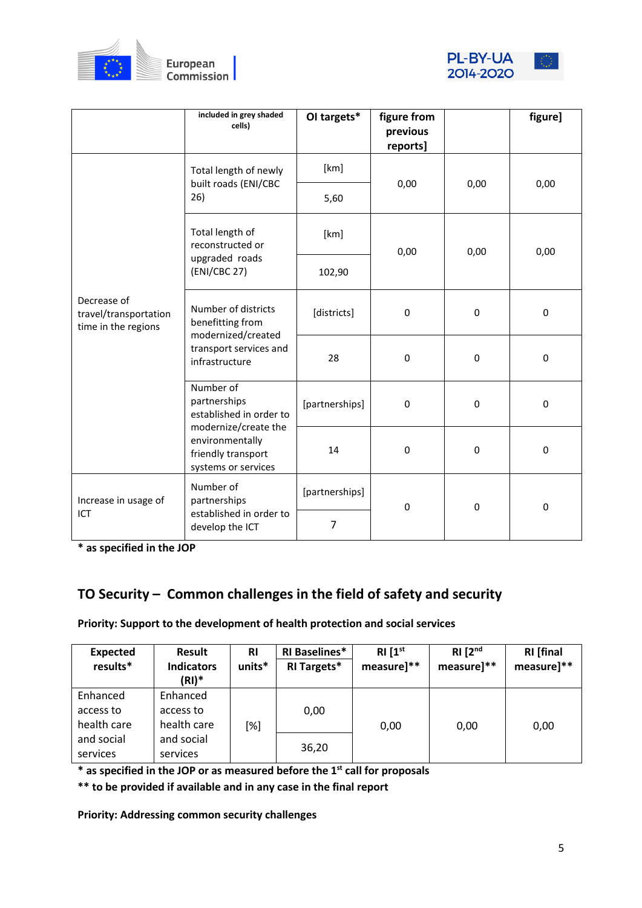|  | included in grey shaded cells) | OI targets* | figure from previous reports] |  | figure] |
|---|---|---|---|---|---|
| Decrease of travel/transportation time in the regions | Total length of newly built roads (ENI/CBC 26) | [km] | 0,00 | 0,00 | 0,00 |
|  |  | 5,60 |  |  |  |
|  | Total length of reconstructed or upgraded roads (ENI/CBC 27) | [km] | 0,00 | 0,00 | 0,00 |
|  |  | 102,90 |  |  |  |
|  | Number of districts benefitting from modernized/created transport services and infrastructure | [districts] | 0 | 0 | 0 |
|  |  | 28 | 0 | 0 | 0 |
|  | Number of partnerships established in order to modernize/create the environmentally friendly transport systems or services | [partnerships] | 0 | 0 | 0 |
|  |  | 14 | 0 | 0 | 0 |
| Increase in usage of ICT | Number of partnerships established in order to develop the ICT | [partnerships] | 0 | 0 | 0 |
|  |  | 7 |  |  |  |

**\* as specified in the JOP**

## TO Security – Common challenges in the field of safety and security

**Priority: Support to the development of health protection and social services**

| Expected results* | Result Indicators (RI)* | RI units* | RI Baselines* / RI Targets* | RI [1st measure]** | RI [2nd measure]** | RI [final measure]** |
|---|---|---|---|---|---|---|
| Enhanced access to health care and social services | Enhanced access to health care and social services | [%] | 0,00 | 0,00 | 0,00 | 0,00 |
|  |  |  | 36,20 |  |  |  |

**\* as specified in the JOP or as measured before the 1st call for proposals**

**\*\* to be provided if available and in any case in the final report**

**Priority: Addressing common security challenges**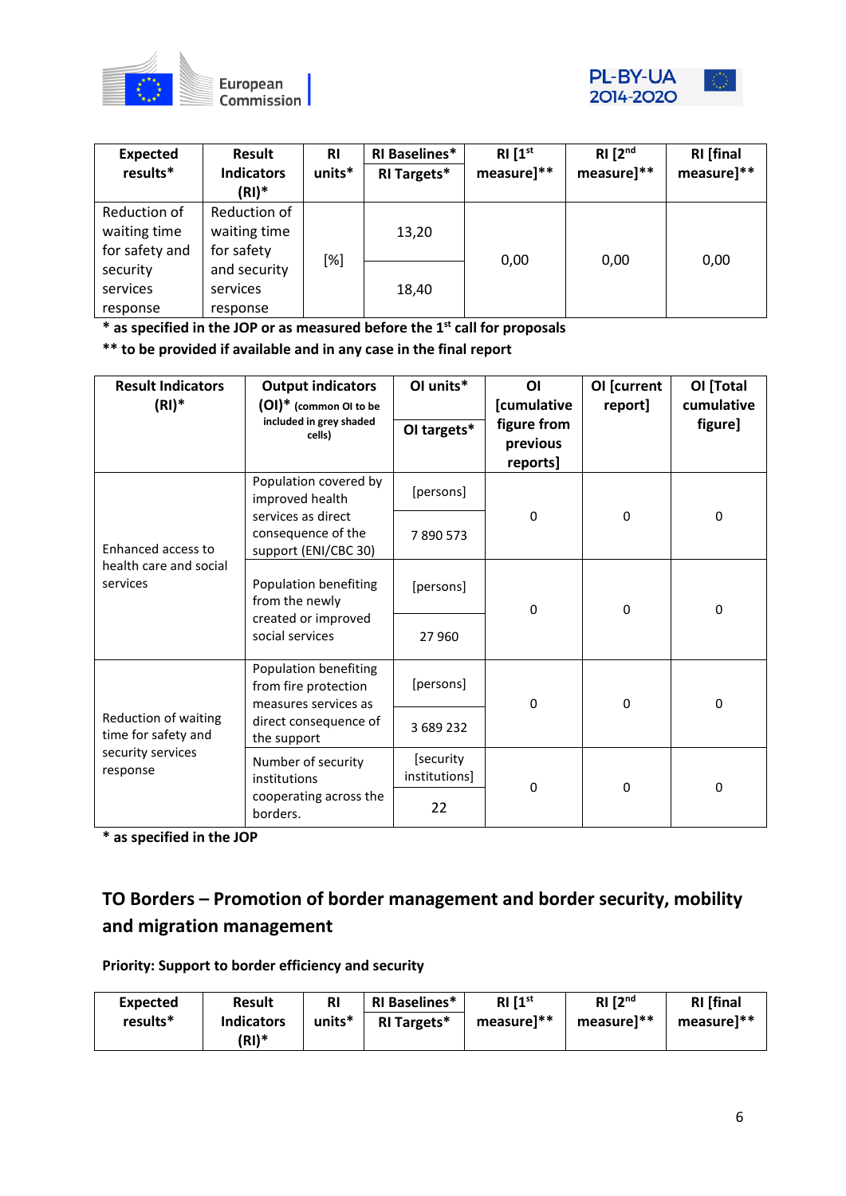| Expected results* | Result Indicators (RI)* | RI units* | RI Baselines* / RI Targets* | RI [1st measure]** | RI [2nd measure]** | RI [final measure]** |
|---|---|---|---|---|---|---|
| Reduction of waiting time for safety and security services response | Reduction of waiting time for safety and security services response | [%] | 13,20 | 0,00 | 0,00 | 0,00 |
| | | | 18,40 | | | |

**\* as specified in the JOP or as measured before the 1st call for proposals**

**\*\* to be provided if available and in any case in the final report**

| Result Indicators (RI)* | Output indicators (OI)* (common OI to be included in grey shaded cells) | OI units* / OI targets* | OI [cumulative figure from previous reports] | OI [current report] | OI [Total cumulative figure] |
|---|---|---|---|---|---|
| Enhanced access to health care and social services | Population covered by improved health services as direct consequence of the support (ENI/CBC 30) | [persons] | 0 | 0 | 0 |
| | | 7 890 573 | | | |
| | Population benefiting from the newly created or improved social services | [persons] | 0 | 0 | 0 |
| | | 27 960 | | | |
| Reduction of waiting time for safety and security services response | Population benefiting from fire protection measures services as direct consequence of the support | [persons] | 0 | 0 | 0 |
| | | 3 689 232 | | | |
| | Number of security institutions cooperating across the borders. | [security institutions] | 0 | 0 | 0 |
| | | 22 | | | |

**\* as specified in the JOP**

## TO Borders – Promotion of border management and border security, mobility and migration management

**Priority: Support to border efficiency and security**

| Expected results* | Result Indicators (RI)* | RI units* | RI Baselines* / RI Targets* | RI [1st measure]** | RI [2nd measure]** | RI [final measure]** |
|---|---|---|---|---|---|---|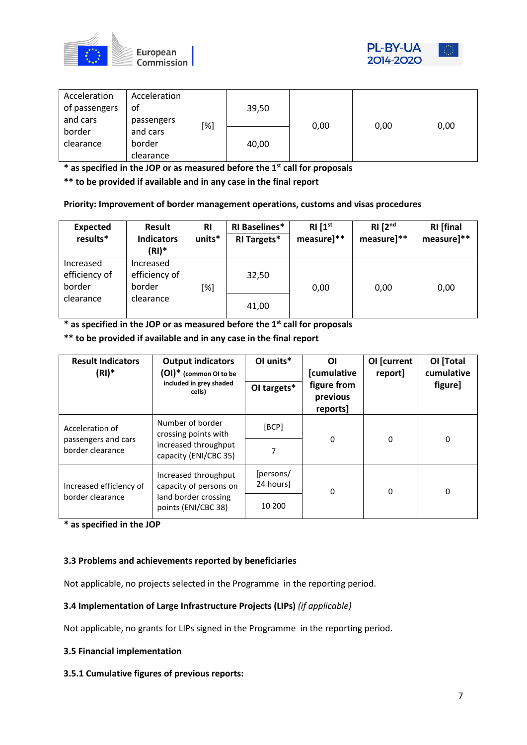| | | | | | | |
|---|---|---|---|---|---|---|
| Acceleration of passengers and cars border clearance | Acceleration of passengers and cars border clearance | [%] | 39,50 | 0,00 | 0,00 | 0,00 |
| | | | 40,00 | | | |

**\* as specified in the JOP or as measured before the 1st call for proposals**

**\*\* to be provided if available and in any case in the final report**

**Priority: Improvement of border management operations, customs and visas procedures**

| Expected results* | Result Indicators (RI)* | RI units* | RI Baselines* / RI Targets* | RI [1st measure]** | RI [2nd measure]** | RI [final measure]** |
|---|---|---|---|---|---|---|
| Increased efficiency of border clearance | Increased efficiency of border clearance | [%] | 32,50 | 0,00 | 0,00 | 0,00 |
| | | | 41,00 | | | |

**\* as specified in the JOP or as measured before the 1st call for proposals**

**\*\* to be provided if available and in any case in the final report**

| Result Indicators (RI)* | Output indicators (OI)* (common OI to be included in grey shaded cells) | OI units* / OI targets* | OI [cumulative figure from previous reports] | OI [current report] | OI [Total cumulative figure] |
|---|---|---|---|---|---|
| Acceleration of passengers and cars border clearance | Number of border crossing points with increased throughput capacity (ENI/CBC 35) | [BCP] | 0 | 0 | 0 |
| | | 7 | | | |
| Increased efficiency of border clearance | Increased throughput capacity of persons on land border crossing points (ENI/CBC 38) | [persons/ 24 hours] | 0 | 0 | 0 |
| | | 10 200 | | | |

**\* as specified in the JOP**

### 3.3 Problems and achievements reported by beneficiaries

Not applicable, no projects selected in the Programme in the reporting period.

### 3.4 Implementation of Large Infrastructure Projects (LIPs) *(if applicable)*

Not applicable, no grants for LIPs signed in the Programme in the reporting period.

### 3.5 Financial implementation

#### 3.5.1 Cumulative figures of previous reports: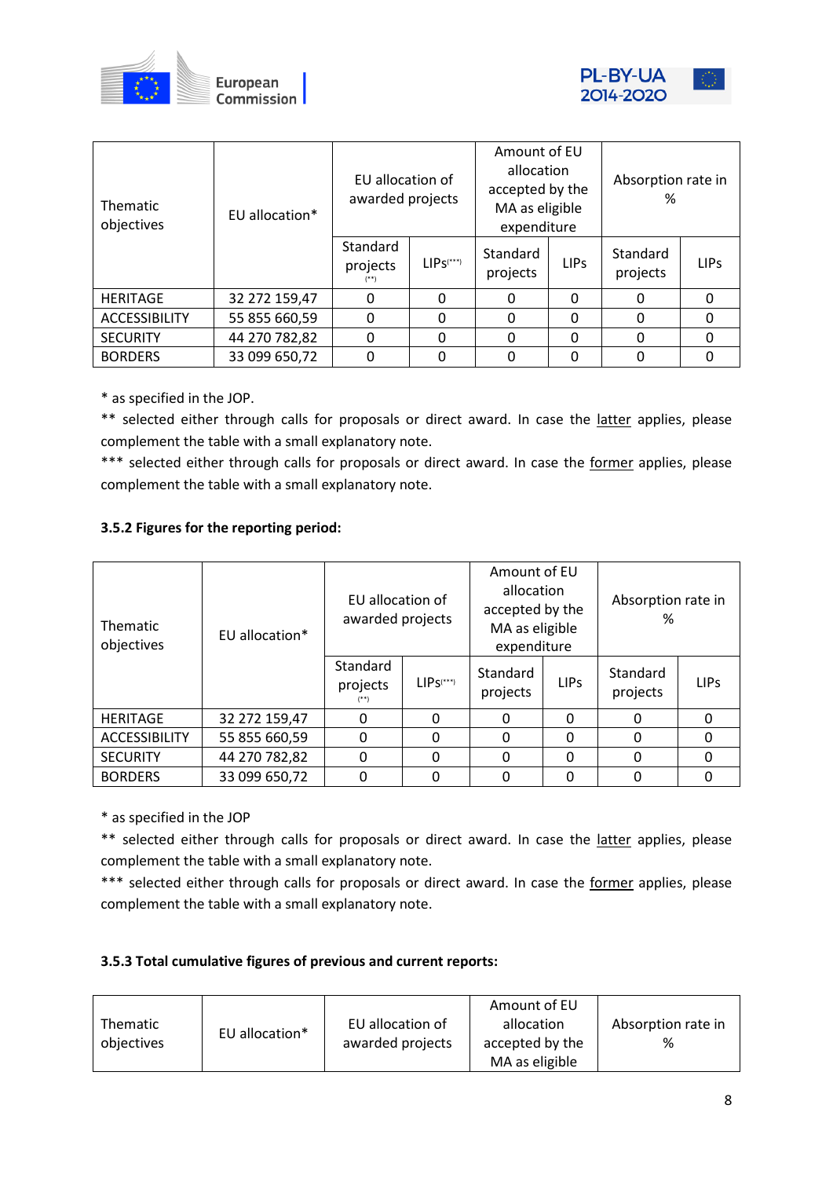| Thematic objectives | EU allocation* | EU allocation of awarded projects | | Amount of EU allocation accepted by the MA as eligible expenditure | | Absorption rate in % | |
|---|---|---|---|---|---|---|---|
| | | Standard projects (**) | LIPs(***) | Standard projects | LIPs | Standard projects | LIPs |
| HERITAGE | 32 272 159,47 | 0 | 0 | 0 | 0 | 0 | 0 |
| ACCESSIBILITY | 55 855 660,59 | 0 | 0 | 0 | 0 | 0 | 0 |
| SECURITY | 44 270 782,82 | 0 | 0 | 0 | 0 | 0 | 0 |
| BORDERS | 33 099 650,72 | 0 | 0 | 0 | 0 | 0 | 0 |

* as specified in the JOP.

** selected either through calls for proposals or direct award. In case the latter applies, please complement the table with a small explanatory note.

*** selected either through calls for proposals or direct award. In case the former applies, please complement the table with a small explanatory note.

#### 3.5.2 Figures for the reporting period:

| Thematic objectives | EU allocation* | EU allocation of awarded projects | | Amount of EU allocation accepted by the MA as eligible expenditure | | Absorption rate in % | |
|---|---|---|---|---|---|---|---|
| | | Standard projects (**) | LIPs(***) | Standard projects | LIPs | Standard projects | LIPs |
| HERITAGE | 32 272 159,47 | 0 | 0 | 0 | 0 | 0 | 0 |
| ACCESSIBILITY | 55 855 660,59 | 0 | 0 | 0 | 0 | 0 | 0 |
| SECURITY | 44 270 782,82 | 0 | 0 | 0 | 0 | 0 | 0 |
| BORDERS | 33 099 650,72 | 0 | 0 | 0 | 0 | 0 | 0 |

* as specified in the JOP

** selected either through calls for proposals or direct award. In case the latter applies, please complement the table with a small explanatory note.

*** selected either through calls for proposals or direct award. In case the former applies, please complement the table with a small explanatory note.

#### 3.5.3 Total cumulative figures of previous and current reports:

| Thematic objectives | EU allocation* | EU allocation of awarded projects | Amount of EU allocation accepted by the MA as eligible | Absorption rate in % |
|---|---|---|---|---|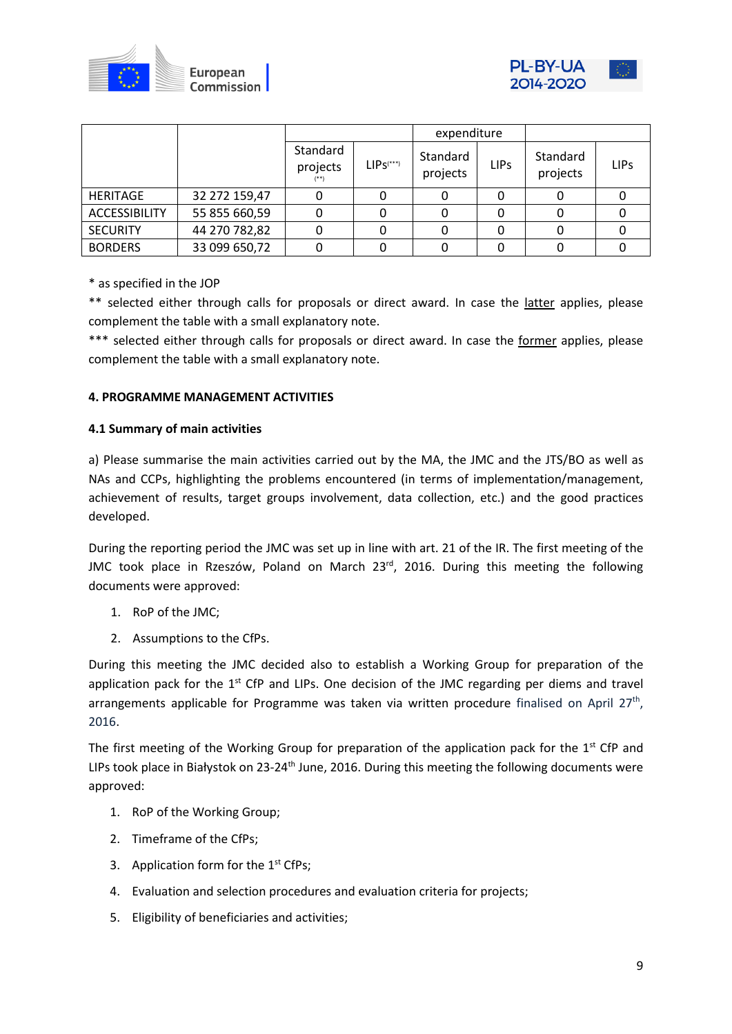| | | | | expenditure | | | |
|---|---|---|---|---|---|---|---|
| | | Standard projects (**) | LIPs(***) | Standard projects | LIPs | Standard projects | LIPs |
| HERITAGE | 32 272 159,47 | 0 | 0 | 0 | 0 | 0 | 0 |
| ACCESSIBILITY | 55 855 660,59 | 0 | 0 | 0 | 0 | 0 | 0 |
| SECURITY | 44 270 782,82 | 0 | 0 | 0 | 0 | 0 | 0 |
| BORDERS | 33 099 650,72 | 0 | 0 | 0 | 0 | 0 | 0 |

* as specified in the JOP

** selected either through calls for proposals or direct award. In case the latter applies, please complement the table with a small explanatory note.

*** selected either through calls for proposals or direct award. In case the former applies, please complement the table with a small explanatory note.

**4. PROGRAMME MANAGEMENT ACTIVITIES**

**4.1 Summary of main activities**

a) Please summarise the main activities carried out by the MA, the JMC and the JTS/BO as well as NAs and CCPs, highlighting the problems encountered (in terms of implementation/management, achievement of results, target groups involvement, data collection, etc.) and the good practices developed.

During the reporting period the JMC was set up in line with art. 21 of the IR. The first meeting of the JMC took place in Rzeszów, Poland on March 23rd, 2016. During this meeting the following documents were approved:

1. RoP of the JMC;
2. Assumptions to the CfPs.

During this meeting the JMC decided also to establish a Working Group for preparation of the application pack for the 1st CfP and LIPs. One decision of the JMC regarding per diems and travel arrangements applicable for Programme was taken via written procedure finalised on April 27th, 2016.

The first meeting of the Working Group for preparation of the application pack for the 1st CfP and LIPs took place in Białystok on 23-24th June, 2016. During this meeting the following documents were approved:

1. RoP of the Working Group;
2. Timeframe of the CfPs;
3. Application form for the 1st CfPs;
4. Evaluation and selection procedures and evaluation criteria for projects;
5. Eligibility of beneficiaries and activities;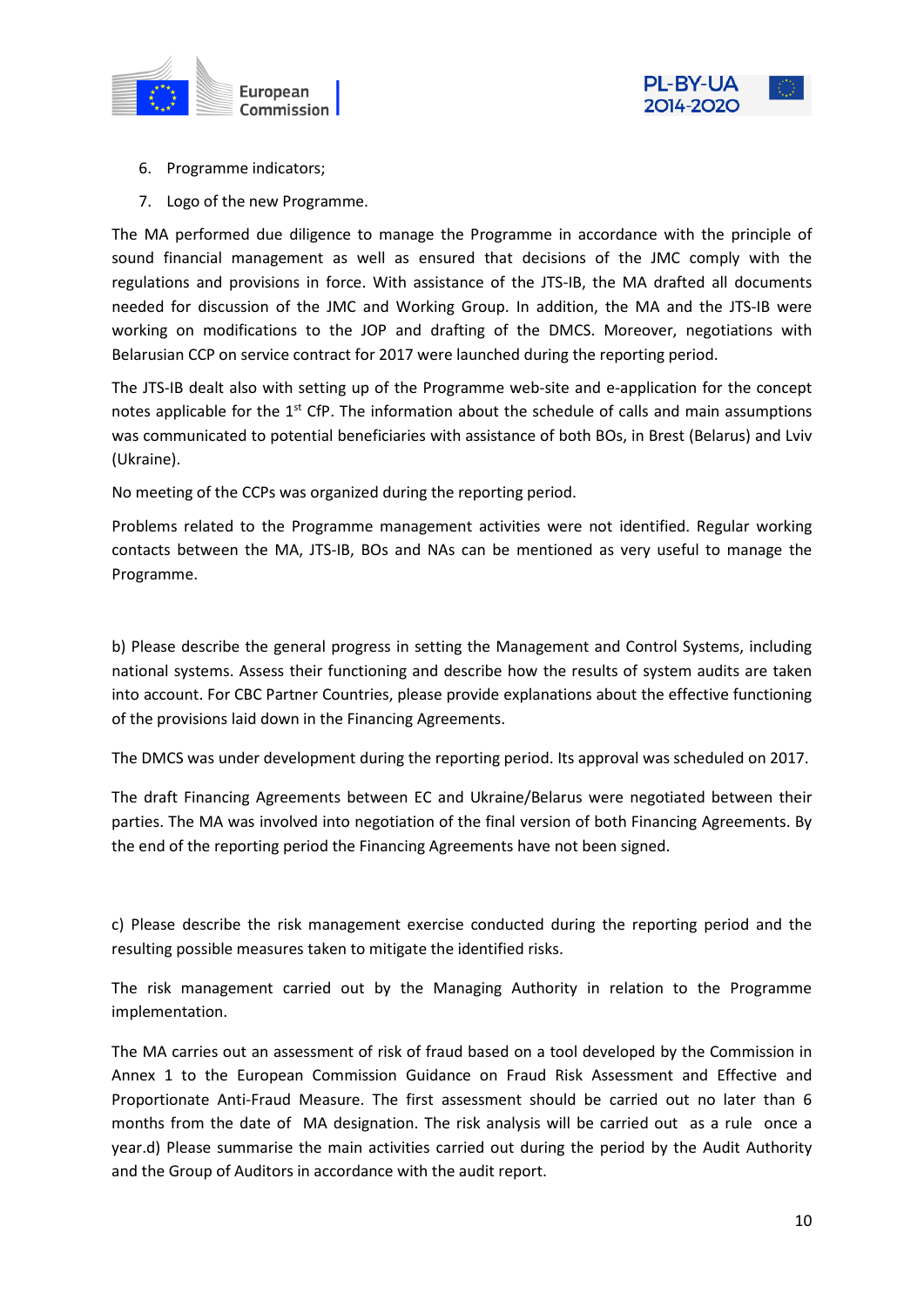6. Programme indicators;
7. Logo of the new Programme.

The MA performed due diligence to manage the Programme in accordance with the principle of sound financial management as well as ensured that decisions of the JMC comply with the regulations and provisions in force. With assistance of the JTS-IB, the MA drafted all documents needed for discussion of the JMC and Working Group. In addition, the MA and the JTS-IB were working on modifications to the JOP and drafting of the DMCS. Moreover, negotiations with Belarusian CCP on service contract for 2017 were launched during the reporting period.

The JTS-IB dealt also with setting up of the Programme web-site and e-application for the concept notes applicable for the 1st CfP. The information about the schedule of calls and main assumptions was communicated to potential beneficiaries with assistance of both BOs, in Brest (Belarus) and Lviv (Ukraine).

No meeting of the CCPs was organized during the reporting period.

Problems related to the Programme management activities were not identified. Regular working contacts between the MA, JTS-IB, BOs and NAs can be mentioned as very useful to manage the Programme.

b) Please describe the general progress in setting the Management and Control Systems, including national systems. Assess their functioning and describe how the results of system audits are taken into account. For CBC Partner Countries, please provide explanations about the effective functioning of the provisions laid down in the Financing Agreements.

The DMCS was under development during the reporting period. Its approval was scheduled on 2017.

The draft Financing Agreements between EC and Ukraine/Belarus were negotiated between their parties. The MA was involved into negotiation of the final version of both Financing Agreements. By the end of the reporting period the Financing Agreements have not been signed.

c) Please describe the risk management exercise conducted during the reporting period and the resulting possible measures taken to mitigate the identified risks.

The risk management carried out by the Managing Authority in relation to the Programme implementation.

The MA carries out an assessment of risk of fraud based on a tool developed by the Commission in Annex 1 to the European Commission Guidance on Fraud Risk Assessment and Effective and Proportionate Anti-Fraud Measure. The first assessment should be carried out no later than 6 months from the date of MA designation. The risk analysis will be carried out as a rule once a year.

d) Please summarise the main activities carried out during the period by the Audit Authority and the Group of Auditors in accordance with the audit report.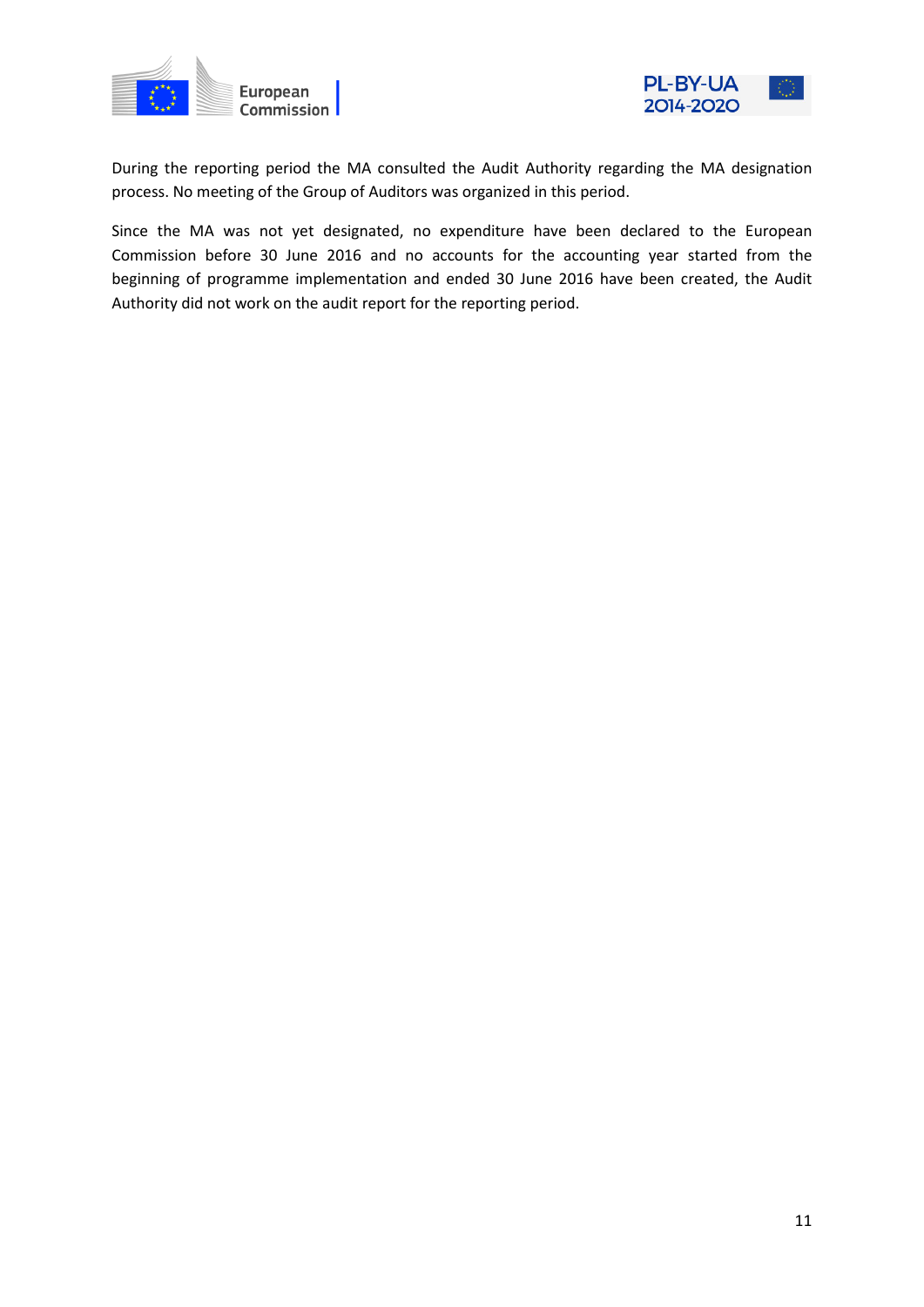During the reporting period the MA consulted the Audit Authority regarding the MA designation process. No meeting of the Group of Auditors was organized in this period.

Since the MA was not yet designated, no expenditure have been declared to the European Commission before 30 June 2016 and no accounts for the accounting year started from the beginning of programme implementation and ended 30 June 2016 have been created, the Audit Authority did not work on the audit report for the reporting period.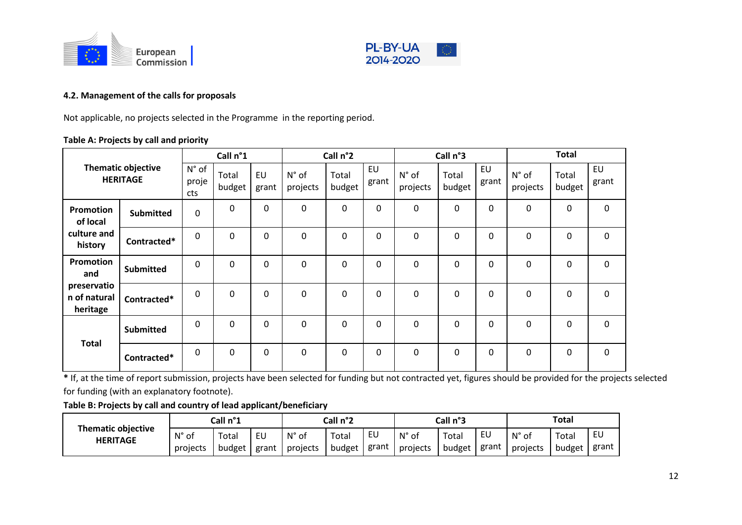#### 4.2. Management of the calls for proposals

Not applicable, no projects selected in the Programme in the reporting period.

**Table A: Projects by call and priority**

| Thematic objective HERITAGE | | Call n°1 | | | Call n°2 | | | Call n°3 | | | Total | | |
|---|---|---|---|---|---|---|---|---|---|---|---|---|---|
| | | N° of projects | Total budget | EU grant | N° of projects | Total budget | EU grant | N° of projects | Total budget | EU grant | N° of projects | Total budget | EU grant |
| **Promotion of local culture and history** | **Submitted** | 0 | 0 | 0 | 0 | 0 | 0 | 0 | 0 | 0 | 0 | 0 | 0 |
| | **Contracted*** | 0 | 0 | 0 | 0 | 0 | 0 | 0 | 0 | 0 | 0 | 0 | 0 |
| **Promotion and preservation of natural heritage** | **Submitted** | 0 | 0 | 0 | 0 | 0 | 0 | 0 | 0 | 0 | 0 | 0 | 0 |
| | **Contracted*** | 0 | 0 | 0 | 0 | 0 | 0 | 0 | 0 | 0 | 0 | 0 | 0 |
| **Total** | **Submitted** | 0 | 0 | 0 | 0 | 0 | 0 | 0 | 0 | 0 | 0 | 0 | 0 |
| | **Contracted*** | 0 | 0 | 0 | 0 | 0 | 0 | 0 | 0 | 0 | 0 | 0 | 0 |

**\*** If, at the time of report submission, projects have been selected for funding but not contracted yet, figures should be provided for the projects selected for funding (with an explanatory footnote).

**Table B: Projects by call and country of lead applicant/beneficiary**

| Thematic objective HERITAGE | Call n°1 | | | Call n°2 | | | Call n°3 | | | Total | | |
|---|---|---|---|---|---|---|---|---|---|---|---|---|
| | N° of projects | Total budget | EU grant | N° of projects | Total budget | EU grant | N° of projects | Total budget | EU grant | N° of projects | Total budget | EU grant |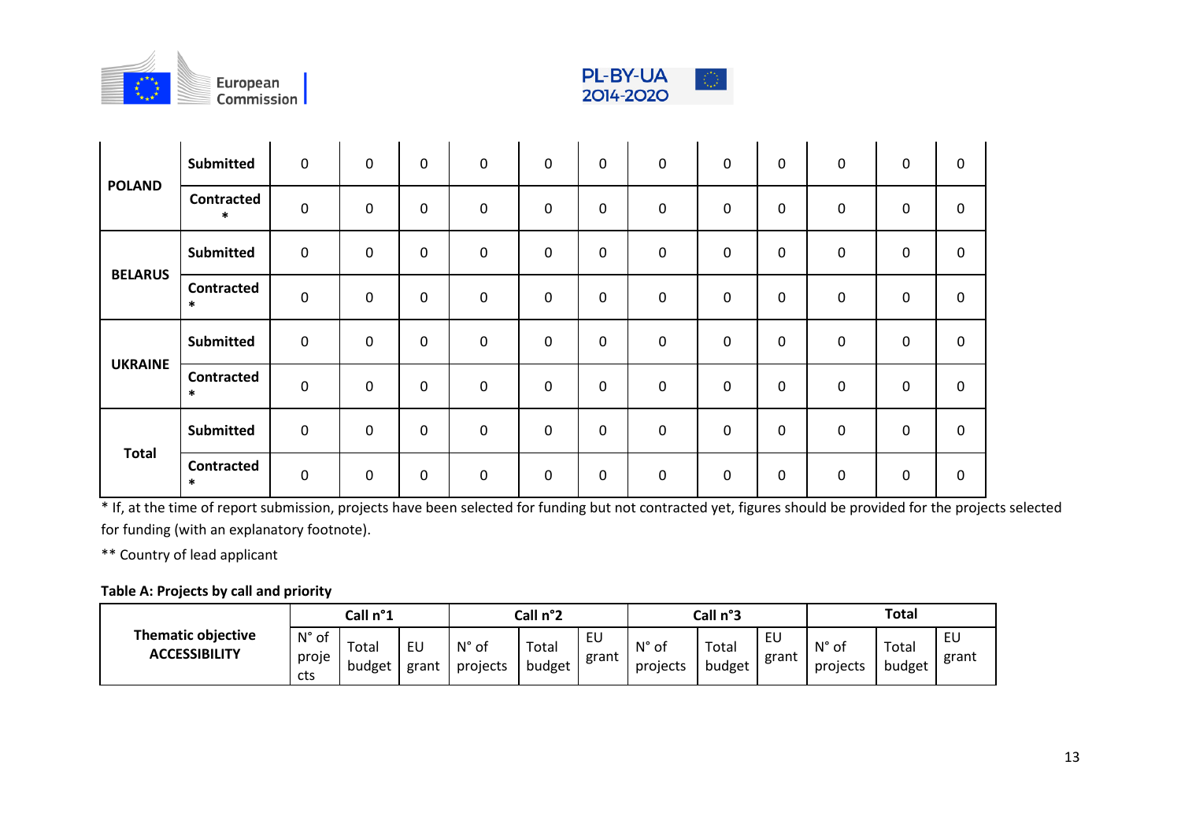| | | | | | | | | | | | | | |
|---|---|---|---|---|---|---|---|---|---|---|---|---|---|
| POLAND | Submitted | 0 | 0 | 0 | 0 | 0 | 0 | 0 | 0 | 0 | 0 | 0 | 0 |
| | Contracted * | 0 | 0 | 0 | 0 | 0 | 0 | 0 | 0 | 0 | 0 | 0 | 0 |
| BELARUS | Submitted | 0 | 0 | 0 | 0 | 0 | 0 | 0 | 0 | 0 | 0 | 0 | 0 |
| | Contracted * | 0 | 0 | 0 | 0 | 0 | 0 | 0 | 0 | 0 | 0 | 0 | 0 |
| UKRAINE | Submitted | 0 | 0 | 0 | 0 | 0 | 0 | 0 | 0 | 0 | 0 | 0 | 0 |
| | Contracted * | 0 | 0 | 0 | 0 | 0 | 0 | 0 | 0 | 0 | 0 | 0 | 0 |
| Total | Submitted | 0 | 0 | 0 | 0 | 0 | 0 | 0 | 0 | 0 | 0 | 0 | 0 |
| | Contracted * | 0 | 0 | 0 | 0 | 0 | 0 | 0 | 0 | 0 | 0 | 0 | 0 |

* If, at the time of report submission, projects have been selected for funding but not contracted yet, figures should be provided for the projects selected for funding (with an explanatory footnote).

** Country of lead applicant

**Table A: Projects by call and priority**

| Thematic objective ACCESSIBILITY | Call n°1 | | | Call n°2 | | | Call n°3 | | | Total | | |
|---|---|---|---|---|---|---|---|---|---|---|---|---|
| | N° of projects | Total budget | EU grant | N° of projects | Total budget | EU grant | N° of projects | Total budget | EU grant | N° of projects | Total budget | EU grant |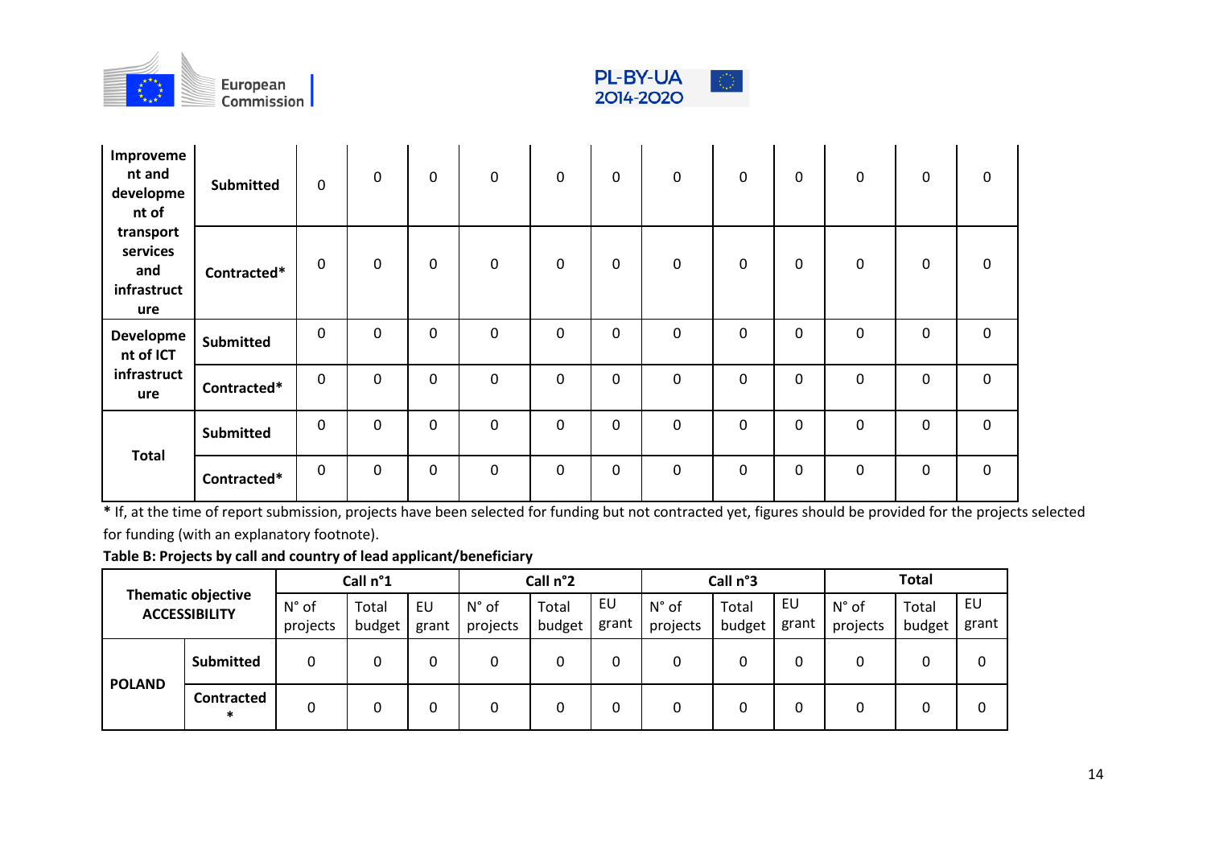| | | | | | | | | | | | | | |
|---|---|---|---|---|---|---|---|---|---|---|---|---|---|
| **Improvement and development of transport services and infrastructure** | **Submitted** | 0 | 0 | 0 | 0 | 0 | 0 | 0 | 0 | 0 | 0 | 0 | 0 |
| | **Contracted*** | 0 | 0 | 0 | 0 | 0 | 0 | 0 | 0 | 0 | 0 | 0 | 0 |
| **Development of ICT infrastructure** | **Submitted** | 0 | 0 | 0 | 0 | 0 | 0 | 0 | 0 | 0 | 0 | 0 | 0 |
| | **Contracted*** | 0 | 0 | 0 | 0 | 0 | 0 | 0 | 0 | 0 | 0 | 0 | 0 |
| **Total** | **Submitted** | 0 | 0 | 0 | 0 | 0 | 0 | 0 | 0 | 0 | 0 | 0 | 0 |
| | **Contracted*** | 0 | 0 | 0 | 0 | 0 | 0 | 0 | 0 | 0 | 0 | 0 | 0 |

**\*** If, at the time of report submission, projects have been selected for funding but not contracted yet, figures should be provided for the projects selected for funding (with an explanatory footnote).

**Table B: Projects by call and country of lead applicant/beneficiary**

| **Thematic objective ACCESSIBILITY** | | **Call n°1** | | | **Call n°2** | | | **Call n°3** | | | **Total** | | |
|---|---|---|---|---|---|---|---|---|---|---|---|---|---|
| | | N° of projects | Total budget | EU grant | N° of projects | Total budget | EU grant | N° of projects | Total budget | EU grant | N° of projects | Total budget | EU grant |
| **POLAND** | **Submitted** | 0 | 0 | 0 | 0 | 0 | 0 | 0 | 0 | 0 | 0 | 0 | 0 |
| | **Contracted*** | 0 | 0 | 0 | 0 | 0 | 0 | 0 | 0 | 0 | 0 | 0 | 0 |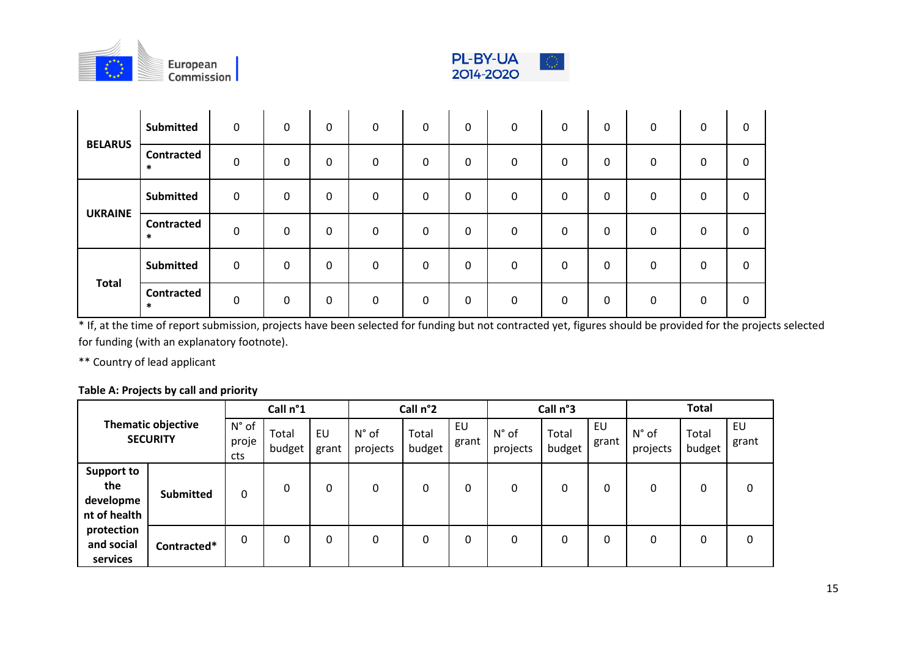| | | | | | | | | | | | | | |
|---|---|---|---|---|---|---|---|---|---|---|---|---|---|
| **BELARUS** | **Submitted** | 0 | 0 | 0 | 0 | 0 | 0 | 0 | 0 | 0 | 0 | 0 | 0 |
| | **Contracted *** | 0 | 0 | 0 | 0 | 0 | 0 | 0 | 0 | 0 | 0 | 0 | 0 |
| **UKRAINE** | **Submitted** | 0 | 0 | 0 | 0 | 0 | 0 | 0 | 0 | 0 | 0 | 0 | 0 |
| | **Contracted *** | 0 | 0 | 0 | 0 | 0 | 0 | 0 | 0 | 0 | 0 | 0 | 0 |
| **Total** | **Submitted** | 0 | 0 | 0 | 0 | 0 | 0 | 0 | 0 | 0 | 0 | 0 | 0 |
| | **Contracted *** | 0 | 0 | 0 | 0 | 0 | 0 | 0 | 0 | 0 | 0 | 0 | 0 |

* If, at the time of report submission, projects have been selected for funding but not contracted yet, figures should be provided for the projects selected for funding (with an explanatory footnote).

** Country of lead applicant

**Table A: Projects by call and priority**

| **Thematic objective SECURITY** | | **Call n°1** | | | **Call n°2** | | | **Call n°3** | | | **Total** | | |
|---|---|---|---|---|---|---|---|---|---|---|---|---|---|
| | | N° of projects | Total budget | EU grant | N° of projects | Total budget | EU grant | N° of projects | Total budget | EU grant | N° of projects | Total budget | EU grant |
| **Support to the development of health protection and social services** | **Submitted** | 0 | 0 | 0 | 0 | 0 | 0 | 0 | 0 | 0 | 0 | 0 | 0 |
| | **Contracted*** | 0 | 0 | 0 | 0 | 0 | 0 | 0 | 0 | 0 | 0 | 0 | 0 |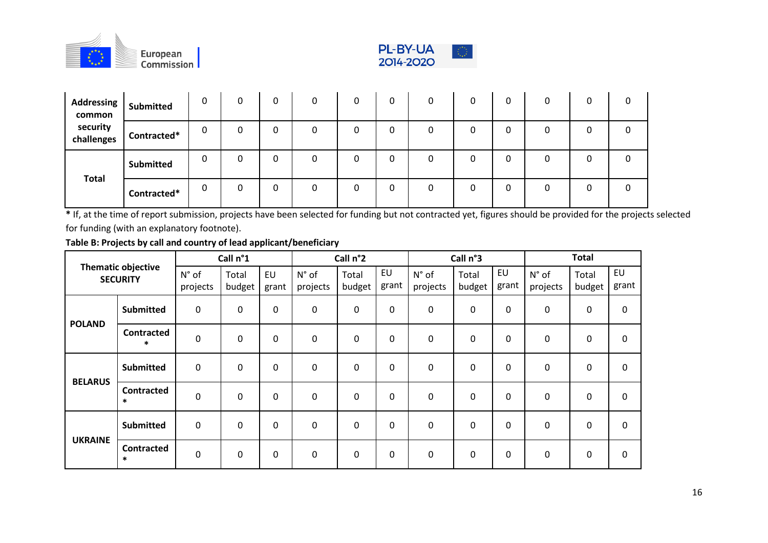| | | | | | | | | | | | | | |
|---|---|---|---|---|---|---|---|---|---|---|---|---|---|
| Addressing common security challenges | Submitted | 0 | 0 | 0 | 0 | 0 | 0 | 0 | 0 | 0 | 0 | 0 | 0 |
| | Contracted* | 0 | 0 | 0 | 0 | 0 | 0 | 0 | 0 | 0 | 0 | 0 | 0 |
| Total | Submitted | 0 | 0 | 0 | 0 | 0 | 0 | 0 | 0 | 0 | 0 | 0 | 0 |
| | Contracted* | 0 | 0 | 0 | 0 | 0 | 0 | 0 | 0 | 0 | 0 | 0 | 0 |

**\*** If, at the time of report submission, projects have been selected for funding but not contracted yet, figures should be provided for the projects selected for funding (with an explanatory footnote).

**Table B: Projects by call and country of lead applicant/beneficiary**

| Thematic objective SECURITY | | Call n°1 | | | Call n°2 | | | Call n°3 | | | Total | | |
|---|---|---|---|---|---|---|---|---|---|---|---|---|---|
| | | N° of projects | Total budget | EU grant | N° of projects | Total budget | EU grant | N° of projects | Total budget | EU grant | N° of projects | Total budget | EU grant |
| POLAND | Submitted | 0 | 0 | 0 | 0 | 0 | 0 | 0 | 0 | 0 | 0 | 0 | 0 |
| | Contracted * | 0 | 0 | 0 | 0 | 0 | 0 | 0 | 0 | 0 | 0 | 0 | 0 |
| BELARUS | Submitted | 0 | 0 | 0 | 0 | 0 | 0 | 0 | 0 | 0 | 0 | 0 | 0 |
| | Contracted * | 0 | 0 | 0 | 0 | 0 | 0 | 0 | 0 | 0 | 0 | 0 | 0 |
| UKRAINE | Submitted | 0 | 0 | 0 | 0 | 0 | 0 | 0 | 0 | 0 | 0 | 0 | 0 |
| | Contracted * | 0 | 0 | 0 | 0 | 0 | 0 | 0 | 0 | 0 | 0 | 0 | 0 |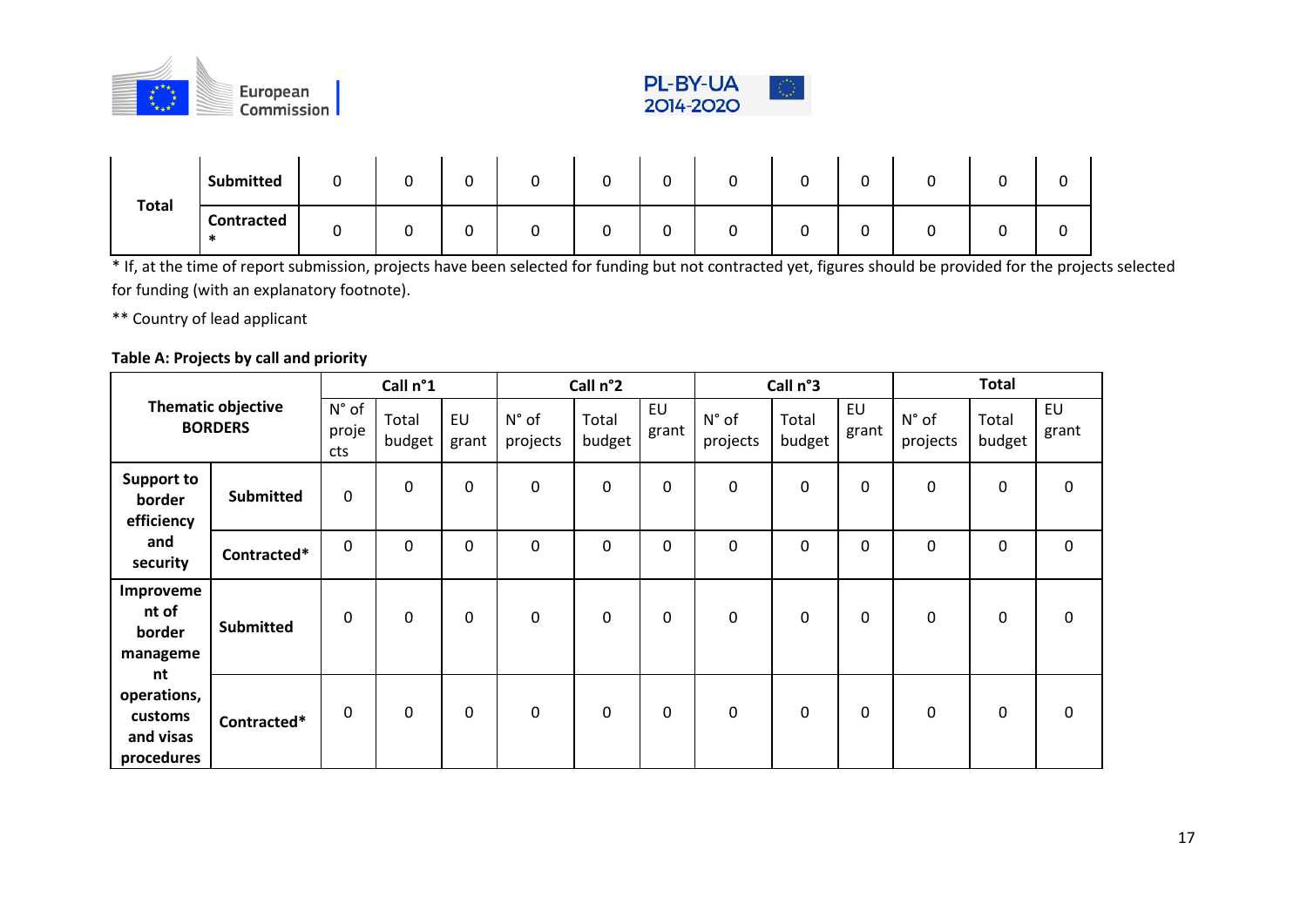| Total | Submitted | 0 | 0 | 0 | 0 | 0 | 0 | 0 | 0 | 0 | 0 | 0 | 0 |
|---|---|---|---|---|---|---|---|---|---|---|---|---|---|
| | Contracted * | 0 | 0 | 0 | 0 | 0 | 0 | 0 | 0 | 0 | 0 | 0 | 0 |

* If, at the time of report submission, projects have been selected for funding but not contracted yet, figures should be provided for the projects selected for funding (with an explanatory footnote).

** Country of lead applicant

**Table A: Projects by call and priority**

| Thematic objective BORDERS | | Call n°1 | | | Call n°2 | | | Call n°3 | | | Total | | |
|---|---|---|---|---|---|---|---|---|---|---|---|---|---|
| | | N° of projects | Total budget | EU grant | N° of projects | Total budget | EU grant | N° of projects | Total budget | EU grant | N° of projects | Total budget | EU grant |
| **Support to border efficiency and security** | **Submitted** | 0 | 0 | 0 | 0 | 0 | 0 | 0 | 0 | 0 | 0 | 0 | 0 |
| | **Contracted*** | 0 | 0 | 0 | 0 | 0 | 0 | 0 | 0 | 0 | 0 | 0 | 0 |
| **Improvement of border management operations, customs and visas procedures** | **Submitted** | 0 | 0 | 0 | 0 | 0 | 0 | 0 | 0 | 0 | 0 | 0 | 0 |
| | **Contracted*** | 0 | 0 | 0 | 0 | 0 | 0 | 0 | 0 | 0 | 0 | 0 | 0 |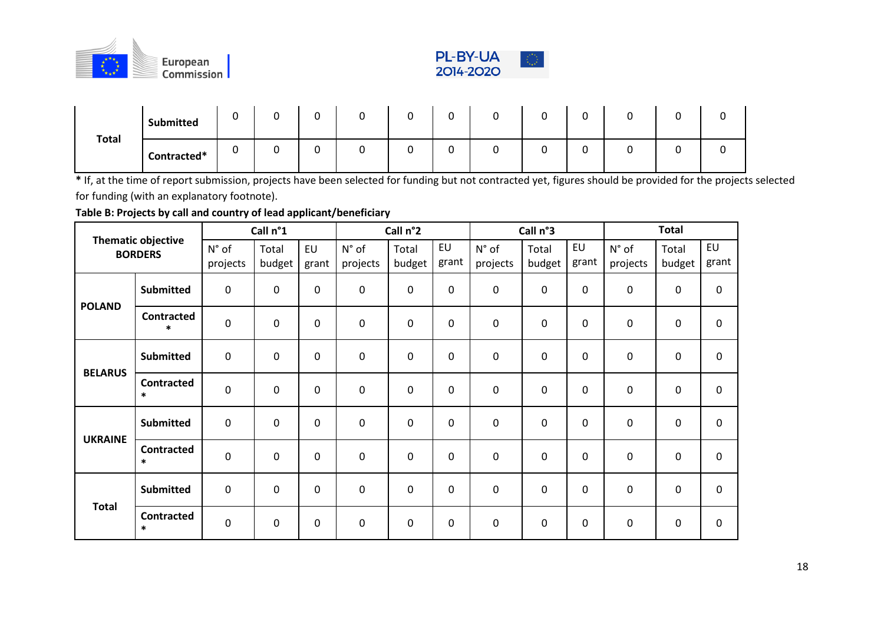| Total | Submitted | 0 | 0 | 0 | 0 | 0 | 0 | 0 | 0 | 0 | 0 | 0 | 0 |
|---|---|---|---|---|---|---|---|---|---|---|---|---|---|
| | Contracted* | 0 | 0 | 0 | 0 | 0 | 0 | 0 | 0 | 0 | 0 | 0 | 0 |

**\*** If, at the time of report submission, projects have been selected for funding but not contracted yet, figures should be provided for the projects selected for funding (with an explanatory footnote).

**Table B: Projects by call and country of lead applicant/beneficiary**

| Thematic objective BORDERS | | Call n°1 | | | Call n°2 | | | Call n°3 | | | Total | | |
|---|---|---|---|---|---|---|---|---|---|---|---|---|---|
| | | N° of projects | Total budget | EU grant | N° of projects | Total budget | EU grant | N° of projects | Total budget | EU grant | N° of projects | Total budget | EU grant |
| **POLAND** | **Submitted** | 0 | 0 | 0 | 0 | 0 | 0 | 0 | 0 | 0 | 0 | 0 | 0 |
| | **Contracted \*** | 0 | 0 | 0 | 0 | 0 | 0 | 0 | 0 | 0 | 0 | 0 | 0 |
| **BELARUS** | **Submitted** | 0 | 0 | 0 | 0 | 0 | 0 | 0 | 0 | 0 | 0 | 0 | 0 |
| | **Contracted \*** | 0 | 0 | 0 | 0 | 0 | 0 | 0 | 0 | 0 | 0 | 0 | 0 |
| **UKRAINE** | **Submitted** | 0 | 0 | 0 | 0 | 0 | 0 | 0 | 0 | 0 | 0 | 0 | 0 |
| | **Contracted \*** | 0 | 0 | 0 | 0 | 0 | 0 | 0 | 0 | 0 | 0 | 0 | 0 |
| **Total** | **Submitted** | 0 | 0 | 0 | 0 | 0 | 0 | 0 | 0 | 0 | 0 | 0 | 0 |
| | **Contracted \*** | 0 | 0 | 0 | 0 | 0 | 0 | 0 | 0 | 0 | 0 | 0 | 0 |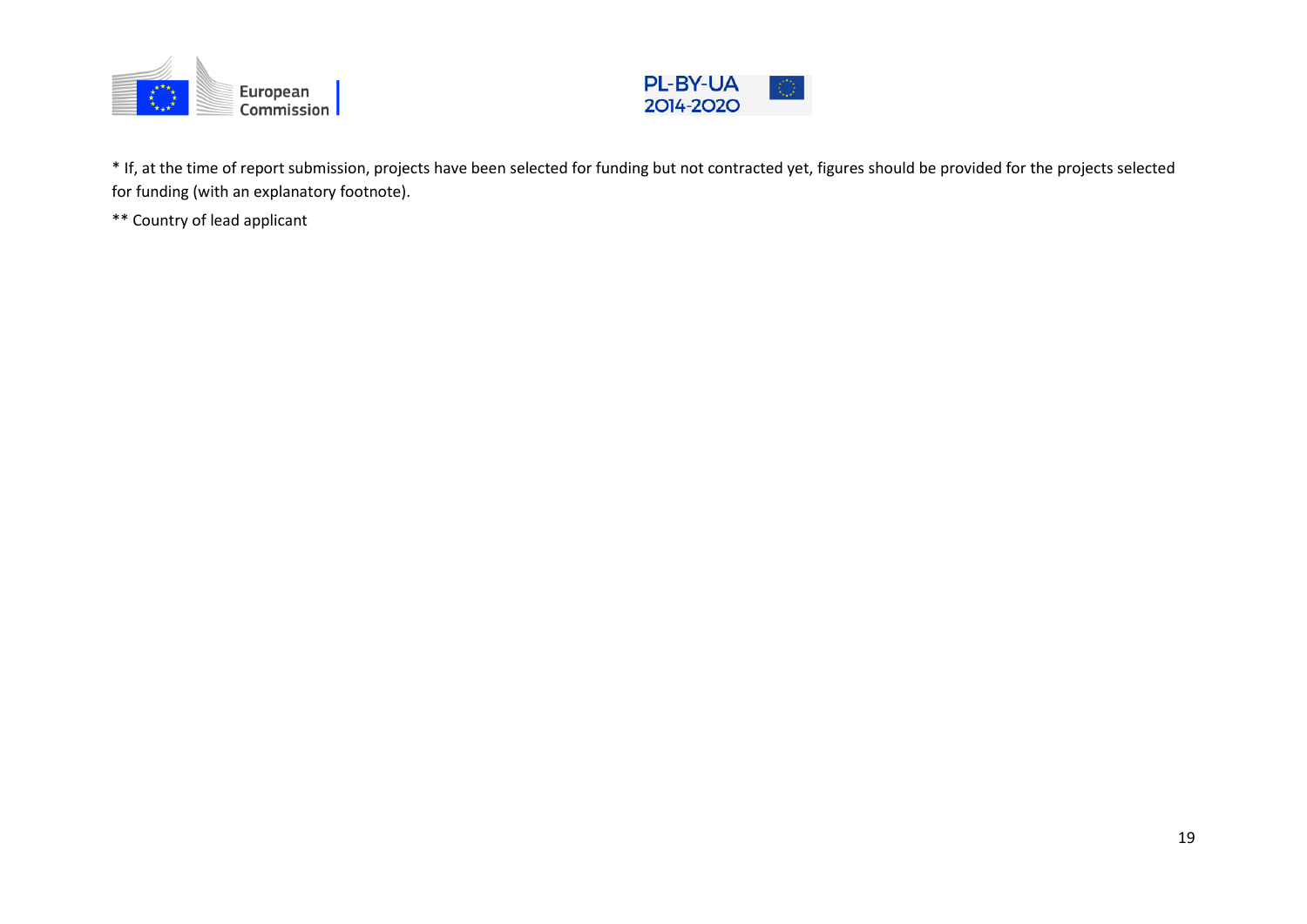* If, at the time of report submission, projects have been selected for funding but not contracted yet, figures should be provided for the projects selected for funding (with an explanatory footnote).

** Country of lead applicant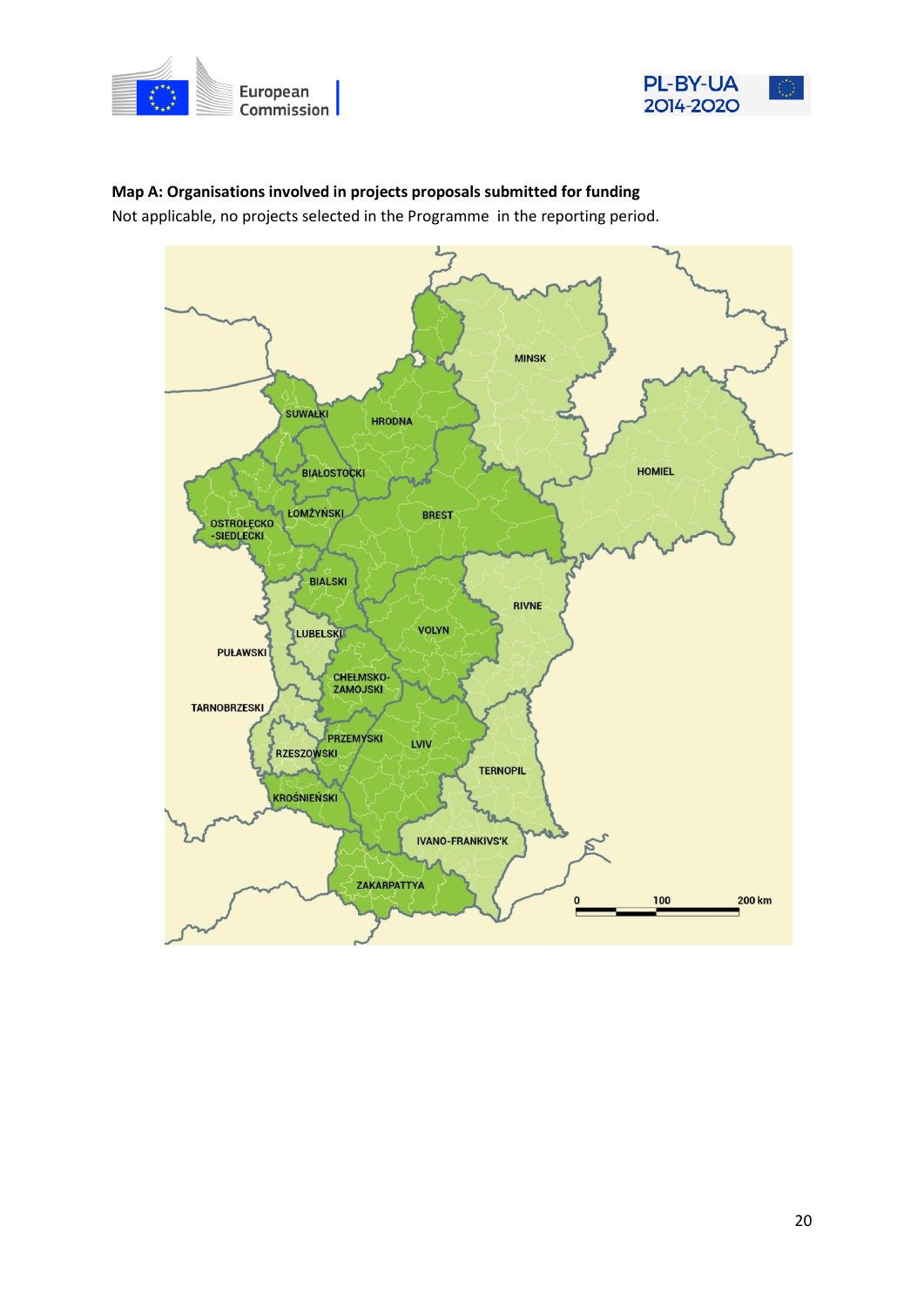**Map A: Organisations involved in projects proposals submitted for funding**

Not applicable, no projects selected in the Programme in the reporting period.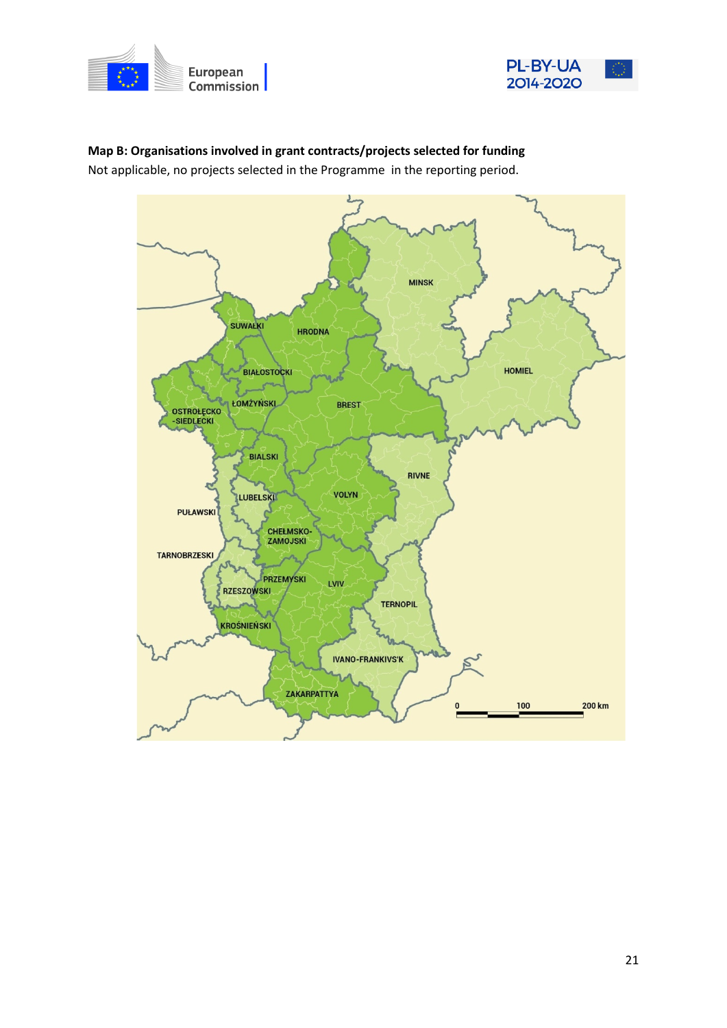**Map B: Organisations involved in grant contracts/projects selected for funding**

Not applicable, no projects selected in the Programme  in the reporting period.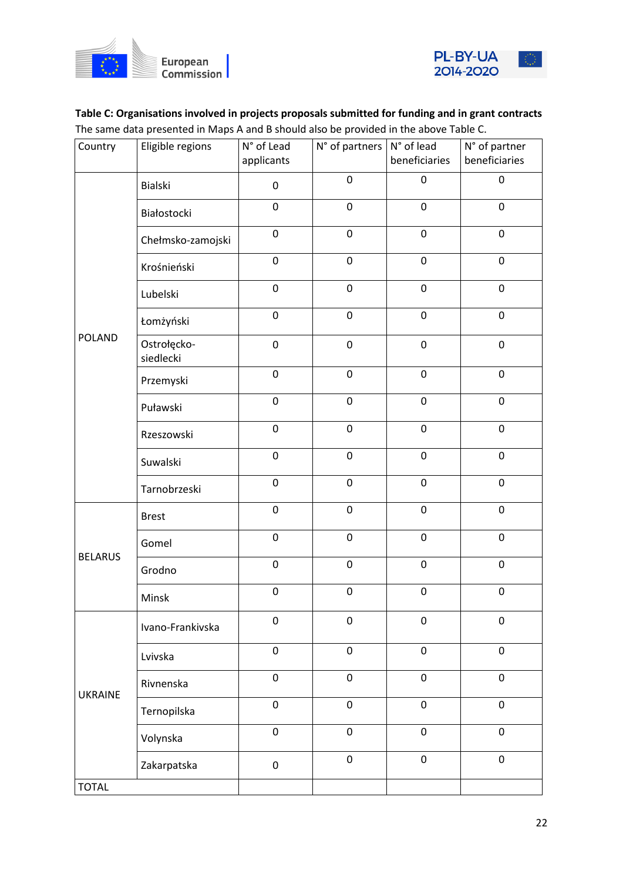**Table C: Organisations involved in projects proposals submitted for funding and in grant contracts**

The same data presented in Maps A and B should also be provided in the above Table C.

| Country | Eligible regions | N° of Lead applicants | N° of partners | N° of lead beneficiaries | N° of partner beneficiaries |
|---|---|---|---|---|---|
| POLAND | Bialski | 0 | 0 | 0 | 0 |
| | Białostocki | 0 | 0 | 0 | 0 |
| | Chełmsko-zamojski | 0 | 0 | 0 | 0 |
| | Krośnieński | 0 | 0 | 0 | 0 |
| | Lubelski | 0 | 0 | 0 | 0 |
| | Łomżyński | 0 | 0 | 0 | 0 |
| | Ostrołęcko-siedlecki | 0 | 0 | 0 | 0 |
| | Przemyski | 0 | 0 | 0 | 0 |
| | Puławski | 0 | 0 | 0 | 0 |
| | Rzeszowski | 0 | 0 | 0 | 0 |
| | Suwalski | 0 | 0 | 0 | 0 |
| | Tarnobrzeski | 0 | 0 | 0 | 0 |
| BELARUS | Brest | 0 | 0 | 0 | 0 |
| | Gomel | 0 | 0 | 0 | 0 |
| | Grodno | 0 | 0 | 0 | 0 |
| | Minsk | 0 | 0 | 0 | 0 |
| UKRAINE | Ivano-Frankivska | 0 | 0 | 0 | 0 |
| | Lvivska | 0 | 0 | 0 | 0 |
| | Rivnenska | 0 | 0 | 0 | 0 |
| | Ternopilska | 0 | 0 | 0 | 0 |
| | Volynska | 0 | 0 | 0 | 0 |
| | Zakarpatska | 0 | 0 | 0 | 0 |
| TOTAL | | | | | |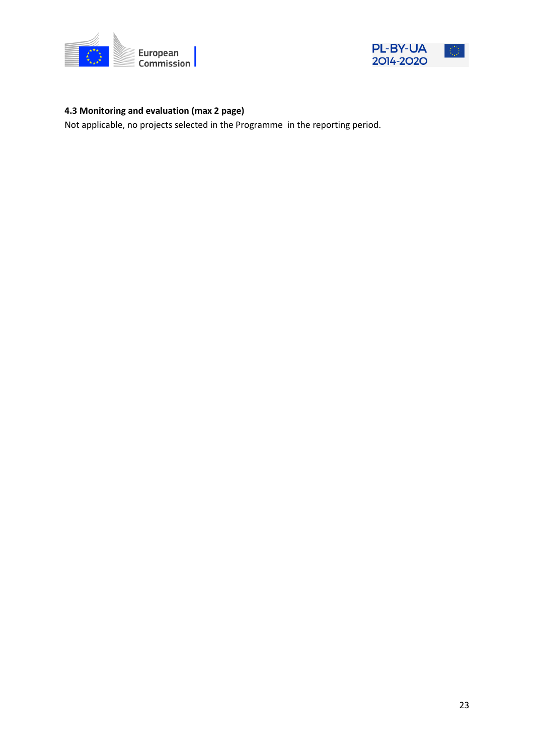### 4.3 Monitoring and evaluation (max 2 page)

Not applicable, no projects selected in the Programme in the reporting period.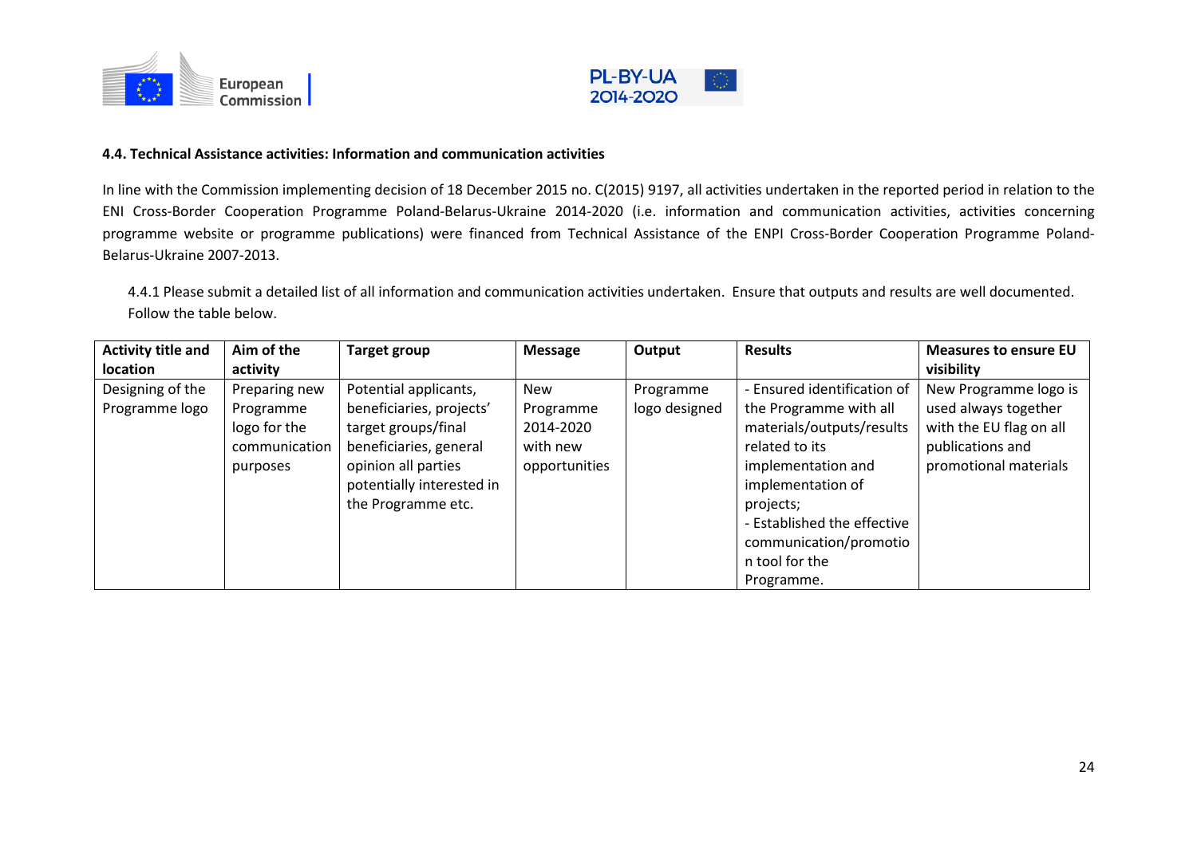#### 4.4. Technical Assistance activities: Information and communication activities

In line with the Commission implementing decision of 18 December 2015 no. C(2015) 9197, all activities undertaken in the reported period in relation to the ENI Cross-Border Cooperation Programme Poland-Belarus-Ukraine 2014-2020 (i.e. information and communication activities, activities concerning programme website or programme publications) were financed from Technical Assistance of the ENPI Cross-Border Cooperation Programme Poland-Belarus-Ukraine 2007-2013.

4.4.1 Please submit a detailed list of all information and communication activities undertaken. Ensure that outputs and results are well documented. Follow the table below.

| Activity title and location | Aim of the activity | Target group | Message | Output | Results | Measures to ensure EU visibility |
|---|---|---|---|---|---|---|
| Designing of the Programme logo | Preparing new Programme logo for the communication purposes | Potential applicants, beneficiaries, projects' target groups/final beneficiaries, general opinion all parties potentially interested in the Programme etc. | New Programme 2014-2020 with new opportunities | Programme logo designed | - Ensured identification of the Programme with all materials/outputs/results related to its implementation and implementation of projects;<br>- Established the effective communication/promotion tool for the Programme. | New Programme logo is used always together with the EU flag on all publications and promotional materials |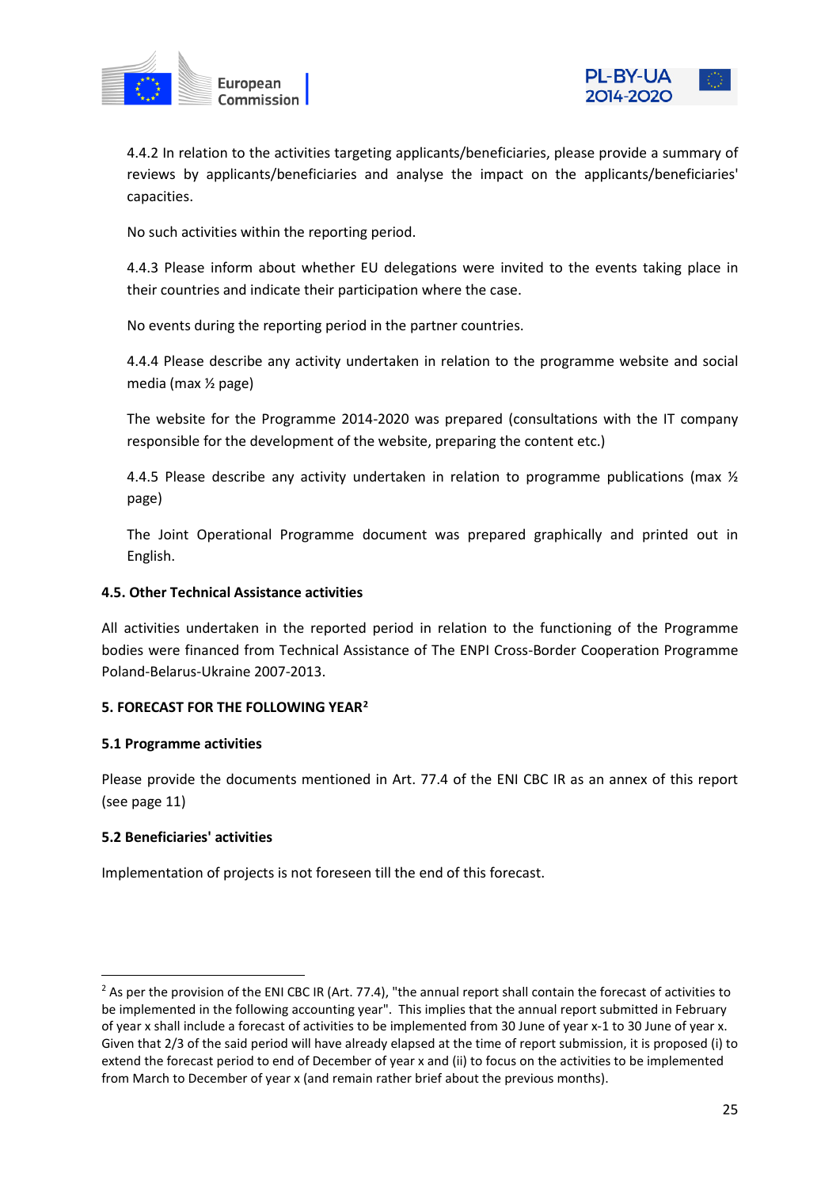4.4.2 In relation to the activities targeting applicants/beneficiaries, please provide a summary of reviews by applicants/beneficiaries and analyse the impact on the applicants/beneficiaries' capacities.

No such activities within the reporting period.

4.4.3 Please inform about whether EU delegations were invited to the events taking place in their countries and indicate their participation where the case.

No events during the reporting period in the partner countries.

4.4.4 Please describe any activity undertaken in relation to the programme website and social media (max ½ page)

The website for the Programme 2014-2020 was prepared (consultations with the IT company responsible for the development of the website, preparing the content etc.)

4.4.5 Please describe any activity undertaken in relation to programme publications (max ½ page)

The Joint Operational Programme document was prepared graphically and printed out in English.

**4.5. Other Technical Assistance activities**

All activities undertaken in the reported period in relation to the functioning of the Programme bodies were financed from Technical Assistance of The ENPI Cross-Border Cooperation Programme Poland-Belarus-Ukraine 2007-2013.

**5. FORECAST FOR THE FOLLOWING YEAR[2]**

**5.1 Programme activities**

Please provide the documents mentioned in Art. 77.4 of the ENI CBC IR as an annex of this report (see page 11)

**5.2 Beneficiaries' activities**

Implementation of projects is not foreseen till the end of this forecast.

---

[2] As per the provision of the ENI CBC IR (Art. 77.4), "the annual report shall contain the forecast of activities to be implemented in the following accounting year". This implies that the annual report submitted in February of year x shall include a forecast of activities to be implemented from 30 June of year x-1 to 30 June of year x. Given that 2/3 of the said period will have already elapsed at the time of report submission, it is proposed (i) to extend the forecast period to end of December of year x and (ii) to focus on the activities to be implemented from March to December of year x (and remain rather brief about the previous months).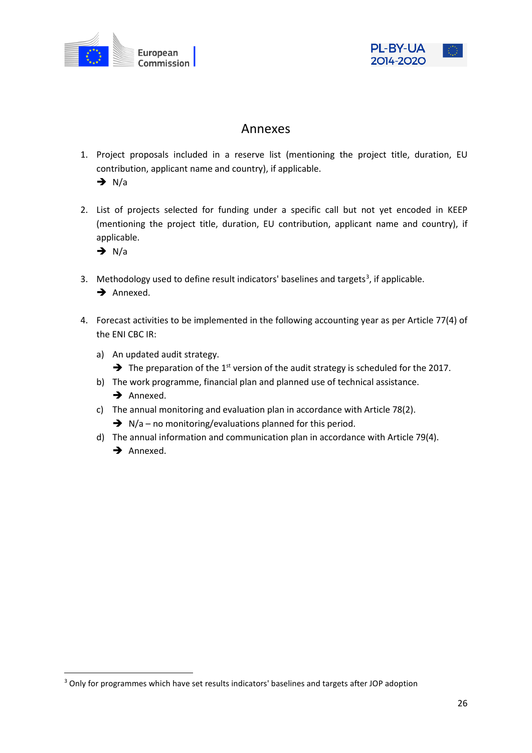# Annexes

1. Project proposals included in a reserve list (mentioning the project title, duration, EU contribution, applicant name and country), if applicable.
   ➔ N/a

2. List of projects selected for funding under a specific call but not yet encoded in KEEP (mentioning the project title, duration, EU contribution, applicant name and country), if applicable.
   ➔ N/a

3. Methodology used to define result indicators' baselines and targets[3], if applicable.
   ➔ Annexed.

4. Forecast activities to be implemented in the following accounting year as per Article 77(4) of the ENI CBC IR:

   a) An updated audit strategy.
      ➔ The preparation of the 1st version of the audit strategy is scheduled for the 2017.

   b) The work programme, financial plan and planned use of technical assistance.
      ➔ Annexed.

   c) The annual monitoring and evaluation plan in accordance with Article 78(2).
      ➔ N/a – no monitoring/evaluations planned for this period.

   d) The annual information and communication plan in accordance with Article 79(4).
      ➔ Annexed.

[3] Only for programmes which have set results indicators' baselines and targets after JOP adoption